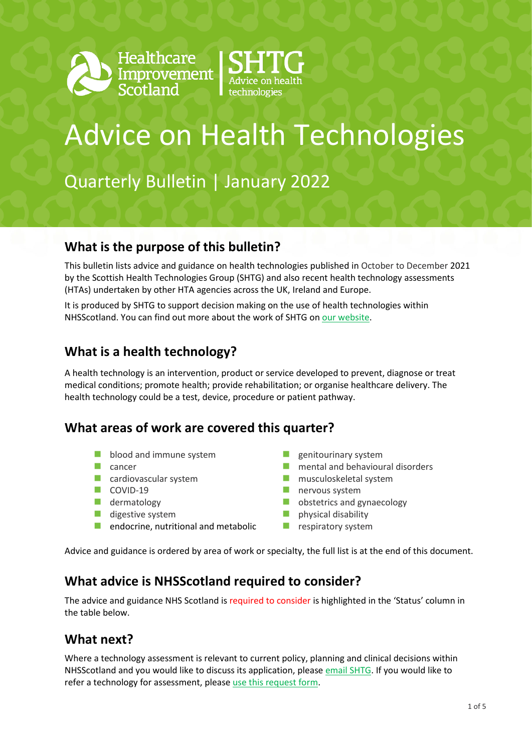Healthcare Improvement Scotland | SHTG Advice on health technologies

# Advice on Health Technologies

Quarterly Bulletin | January 2022

## What is the purpose of this bulletin?

This bulletin lists advice and guidance on health technologies published in October to December 2021 by the Scottish Health Technologies Group (SHTG) and also recent health technology assessments (HTAs) undertaken by other HTA agencies across the UK, Ireland and Europe.

It is produced by SHTG to support decision making on the use of health technologies within NHSScotland. You can find out more about the work of SHTG on [our website](our website).

## What is a health technology?

A health technology is an intervention, product or service developed to prevent, diagnose or treat medical conditions; promote health; provide rehabilitation; or organise healthcare delivery. The health technology could be a test, device, procedure or patient pathway.

## What areas of work are covered this quarter?

- blood and immune system
- cancer
- cardiovascular system
- COVID-19
- dermatology
- digestive system
- endocrine, nutritional and metabolic
- genitourinary system
- mental and behavioural disorders
- musculoskeletal system
- nervous system
- obstetrics and gynaecology
- physical disability
- respiratory system

Advice and guidance is ordered by area of work or specialty, the full list is at the end of this document.

## What advice is NHSScotland required to consider?

The advice and guidance NHS Scotland is required to consider is highlighted in the 'Status' column in the table below.

## What next?

Where a technology assessment is relevant to current policy, planning and clinical decisions within NHSScotland and you would like to discuss its application, please [email SHTG](email SHTG). If you would like to refer a technology for assessment, please [use this request form](use this request form).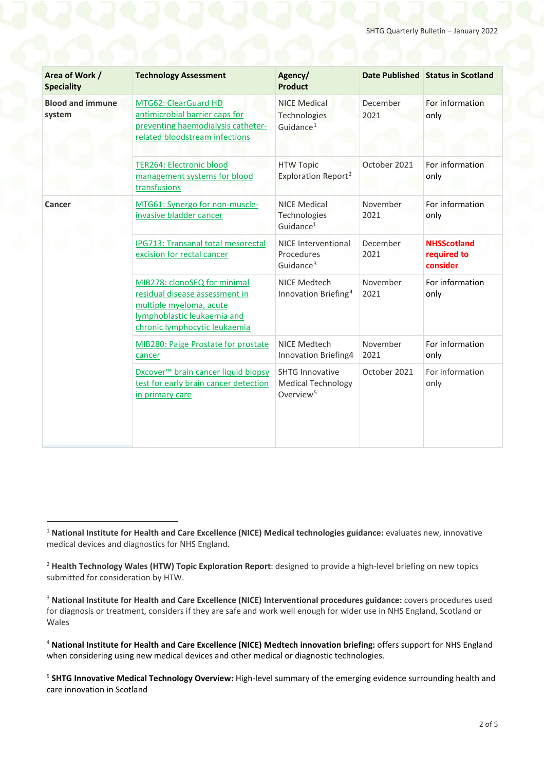| Area of Work / Speciality | Technology Assessment | Agency/ Product | Date Published | Status in Scotland |
|---|---|---|---|---|
| **Blood and immune system** | MTG62: ClearGuard HD antimicrobial barrier caps for preventing haemodialysis catheter-related bloodstream infections | NICE Medical Technologies Guidance[1] | December 2021 | For information only |
| | TER264: Electronic blood management systems for blood transfusions | HTW Topic Exploration Report[2] | October 2021 | For information only |
| **Cancer** | MTG61: Synergo for non-muscle-invasive bladder cancer | NICE Medical Technologies Guidance[1] | November 2021 | For information only |
| | IPG713: Transanal total mesorectal excision for rectal cancer | NICE Interventional Procedures Guidance[3] | December 2021 | **NHSScotland required to consider** |
| | MIB278: clonoSEQ for minimal residual disease assessment in multiple myeloma, acute lymphoblastic leukaemia and chronic lymphocytic leukaemia | NICE Medtech Innovation Briefing[4] | November 2021 | For information only |
| | MIB280: Paige Prostate for prostate cancer | NICE Medtech Innovation Briefing4 | November 2021 | For information only |
| | Dxcover™ brain cancer liquid biopsy test for early brain cancer detection in primary care | SHTG Innovative Medical Technology Overview[5] | October 2021 | For information only |

[1] **National Institute for Health and Care Excellence (NICE) Medical technologies guidance:** evaluates new, innovative medical devices and diagnostics for NHS England.

[2] **Health Technology Wales (HTW) Topic Exploration Report**: designed to provide a high-level briefing on new topics submitted for consideration by HTW.

[3] **National Institute for Health and Care Excellence (NICE) Interventional procedures guidance:** covers procedures used for diagnosis or treatment, considers if they are safe and work well enough for wider use in NHS England, Scotland or Wales

[4] **National Institute for Health and Care Excellence (NICE) Medtech innovation briefing:** offers support for NHS England when considering using new medical devices and other medical or diagnostic technologies.

[5] **SHTG Innovative Medical Technology Overview:** High-level summary of the emerging evidence surrounding health and care innovation in Scotland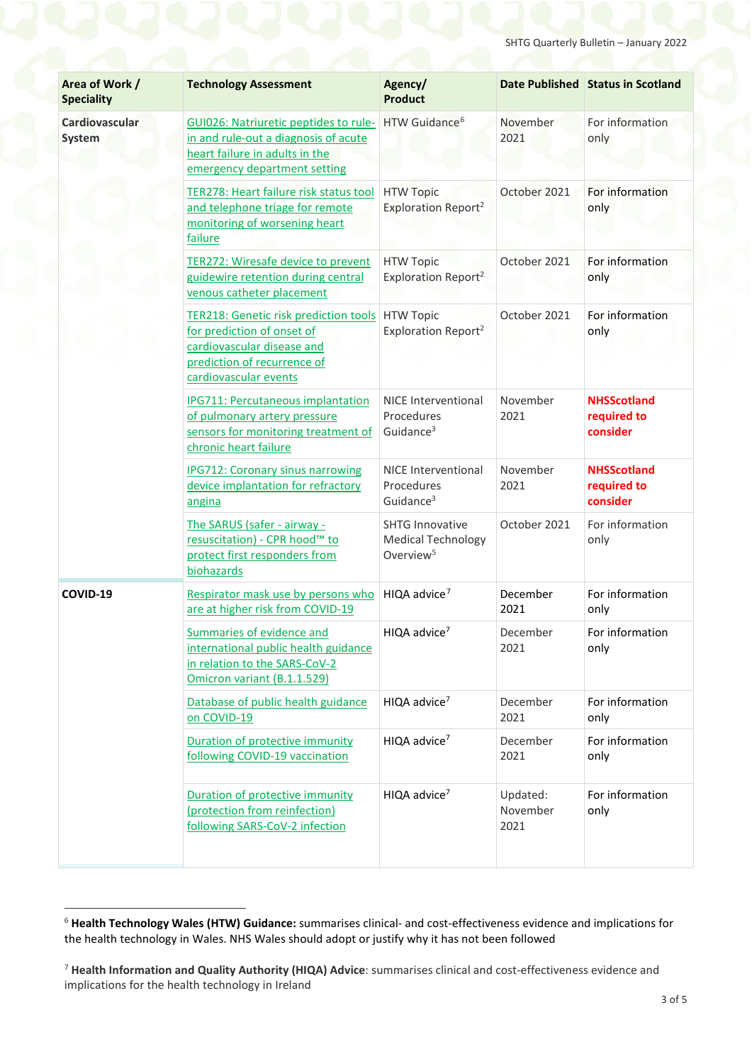| Area of Work / Speciality | Technology Assessment | Agency/ Product | Date Published | Status in Scotland |
|---|---|---|---|---|
| **Cardiovascular System** | GUI026: Natriuretic peptides to rule-in and rule-out a diagnosis of acute heart failure in adults in the emergency department setting | HTW Guidance[6] | November 2021 | For information only |
| | TER278: Heart failure risk status tool and telephone triage for remote monitoring of worsening heart failure | HTW Topic Exploration Report[2] | October 2021 | For information only |
| | TER272: Wiresafe device to prevent guidewire retention during central venous catheter placement | HTW Topic Exploration Report[2] | October 2021 | For information only |
| | TER218: Genetic risk prediction tools for prediction of onset of cardiovascular disease and prediction of recurrence of cardiovascular events | HTW Topic Exploration Report[2] | October 2021 | For information only |
| | IPG711: Percutaneous implantation of pulmonary artery pressure sensors for monitoring treatment of chronic heart failure | NICE Interventional Procedures Guidance[3] | November 2021 | **NHSScotland required to consider** |
| | IPG712: Coronary sinus narrowing device implantation for refractory angina | NICE Interventional Procedures Guidance[3] | November 2021 | **NHSScotland required to consider** |
| | The SARUS (safer - airway - resuscitation) - CPR hood™ to protect first responders from biohazards | SHTG Innovative Medical Technology Overview[5] | October 2021 | For information only |
| **COVID-19** | Respirator mask use by persons who are at higher risk from COVID-19 | HIQA advice[7] | December 2021 | For information only |
| | Summaries of evidence and international public health guidance in relation to the SARS-CoV-2 Omicron variant (B.1.1.529) | HIQA advice[7] | December 2021 | For information only |
| | Database of public health guidance on COVID-19 | HIQA advice[7] | December 2021 | For information only |
| | Duration of protective immunity following COVID-19 vaccination | HIQA advice[7] | December 2021 | For information only |
| | Duration of protective immunity (protection from reinfection) following SARS-CoV-2 infection | HIQA advice[7] | Updated: November 2021 | For information only |

[6] **Health Technology Wales (HTW) Guidance:** summarises clinical- and cost-effectiveness evidence and implications for the health technology in Wales. NHS Wales should adopt or justify why it has not been followed

[7] **Health Information and Quality Authority (HIQA) Advice**: summarises clinical and cost-effectiveness evidence and implications for the health technology in Ireland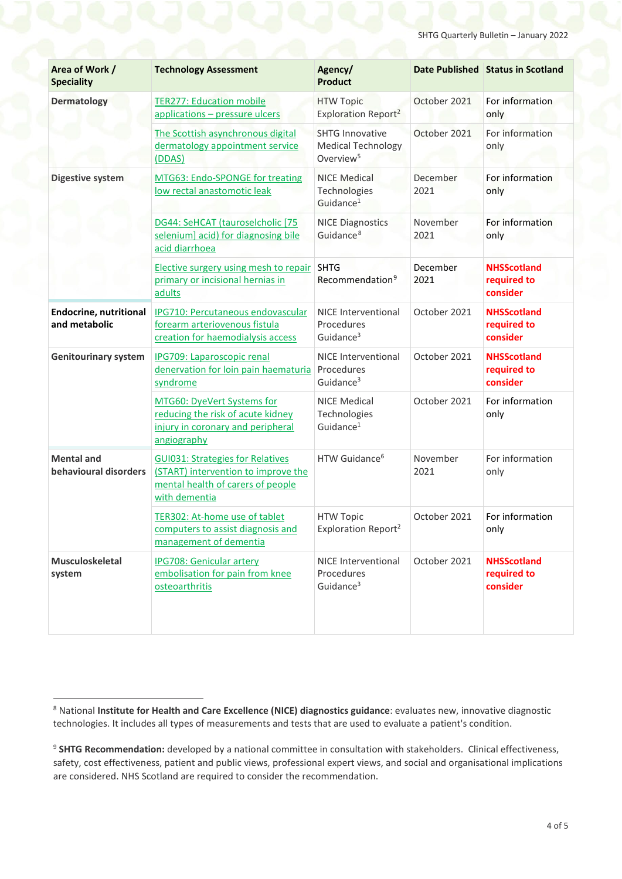| Area of Work / Speciality | Technology Assessment | Agency/ Product | Date Published | Status in Scotland |
|---|---|---|---|---|
| **Dermatology** | TER277: Education mobile applications – pressure ulcers | HTW Topic Exploration Report[2] | October 2021 | For information only |
| | The Scottish asynchronous digital dermatology appointment service (DDAS) | SHTG Innovative Medical Technology Overview[5] | October 2021 | For information only |
| **Digestive system** | MTG63: Endo-SPONGE for treating low rectal anastomotic leak | NICE Medical Technologies Guidance[1] | December 2021 | For information only |
| | DG44: SeHCAT (tauroselcholic [75 selenium] acid) for diagnosing bile acid diarrhoea | NICE Diagnostics Guidance[8] | November 2021 | For information only |
| | Elective surgery using mesh to repair primary or incisional hernias in adults | SHTG Recommendation[9] | December 2021 | **NHSScotland required to consider** |
| **Endocrine, nutritional and metabolic** | IPG710: Percutaneous endovascular forearm arteriovenous fistula creation for haemodialysis access | NICE Interventional Procedures Guidance[3] | October 2021 | **NHSScotland required to consider** |
| **Genitourinary system** | IPG709: Laparoscopic renal denervation for loin pain haematuria syndrome | NICE Interventional Procedures Guidance[3] | October 2021 | **NHSScotland required to consider** |
| | MTG60: DyeVert Systems for reducing the risk of acute kidney injury in coronary and peripheral angiography | NICE Medical Technologies Guidance[1] | October 2021 | For information only |
| **Mental and behavioural disorders** | GUI031: Strategies for Relatives (START) intervention to improve the mental health of carers of people with dementia | HTW Guidance[6] | November 2021 | For information only |
| | TER302: At-home use of tablet computers to assist diagnosis and management of dementia | HTW Topic Exploration Report[2] | October 2021 | For information only |
| **Musculoskeletal system** | IPG708: Genicular artery embolisation for pain from knee osteoarthritis | NICE Interventional Procedures Guidance[3] | October 2021 | **NHSScotland required to consider** |

[8] National **Institute for Health and Care Excellence (NICE) diagnostics guidance**: evaluates new, innovative diagnostic technologies. It includes all types of measurements and tests that are used to evaluate a patient's condition.

[9] **SHTG Recommendation:** developed by a national committee in consultation with stakeholders. Clinical effectiveness, safety, cost effectiveness, patient and public views, professional expert views, and social and organisational implications are considered. NHS Scotland are required to consider the recommendation.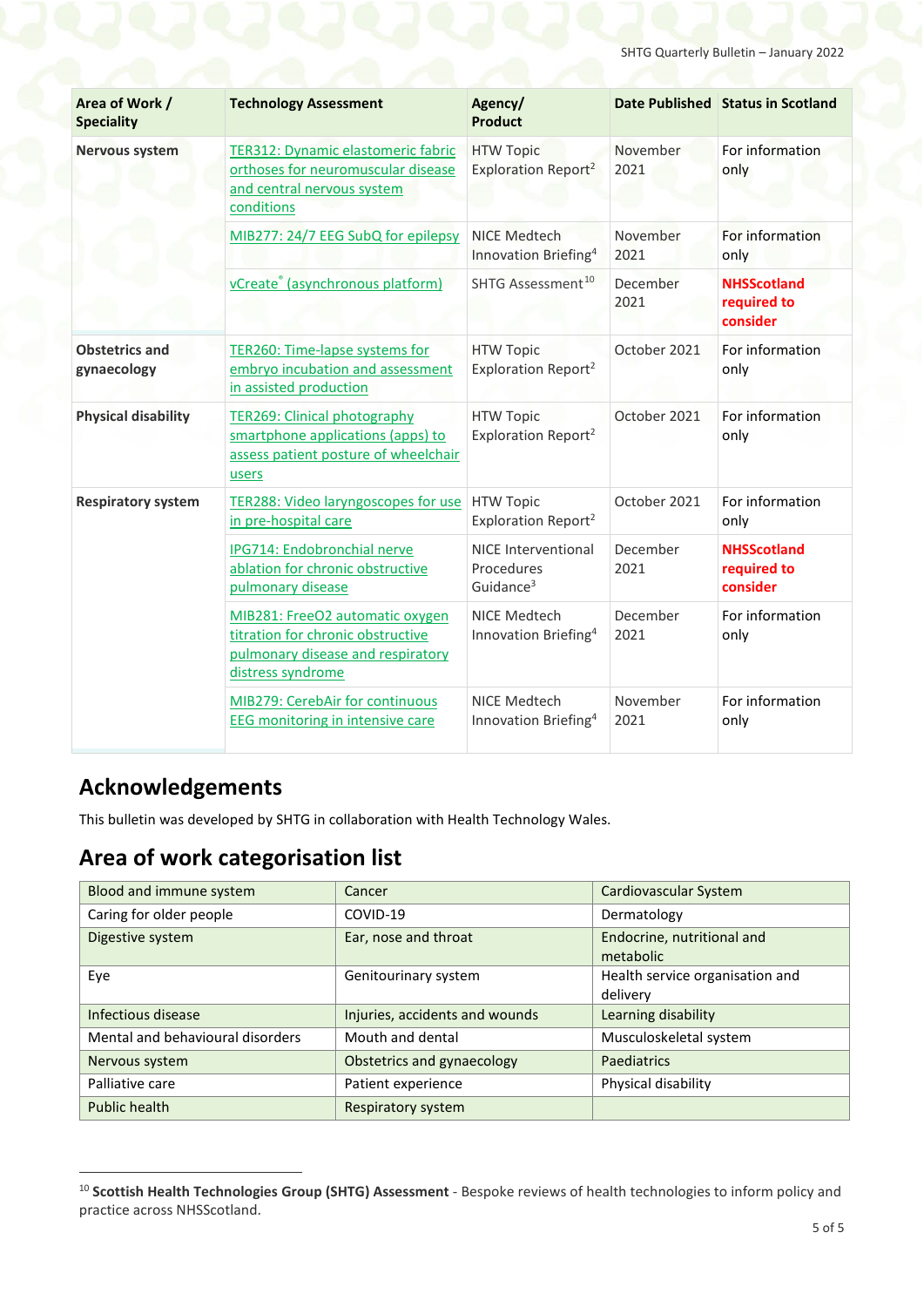| Area of Work / Speciality | Technology Assessment | Agency/ Product | Date Published | Status in Scotland |
|---|---|---|---|---|
| **Nervous system** | TER312: Dynamic elastomeric fabric orthoses for neuromuscular disease and central nervous system conditions | HTW Topic Exploration Report[2] | November 2021 | For information only |
| | MIB277: 24/7 EEG SubQ for epilepsy | NICE Medtech Innovation Briefing[4] | November 2021 | For information only |
| | vCreate® (asynchronous platform) | SHTG Assessment[10] | December 2021 | **NHSScotland required to consider** |
| **Obstetrics and gynaecology** | TER260: Time-lapse systems for embryo incubation and assessment in assisted production | HTW Topic Exploration Report[2] | October 2021 | For information only |
| **Physical disability** | TER269: Clinical photography smartphone applications (apps) to assess patient posture of wheelchair users | HTW Topic Exploration Report[2] | October 2021 | For information only |
| **Respiratory system** | TER288: Video laryngoscopes for use in pre-hospital care | HTW Topic Exploration Report[2] | October 2021 | For information only |
| | IPG714: Endobronchial nerve ablation for chronic obstructive pulmonary disease | NICE Interventional Procedures Guidance[3] | December 2021 | **NHSScotland required to consider** |
| | MIB281: FreeO2 automatic oxygen titration for chronic obstructive pulmonary disease and respiratory distress syndrome | NICE Medtech Innovation Briefing[4] | December 2021 | For information only |
| | MIB279: CerebAir for continuous EEG monitoring in intensive care | NICE Medtech Innovation Briefing[4] | November 2021 | For information only |

## Acknowledgements

This bulletin was developed by SHTG in collaboration with Health Technology Wales.

## Area of work categorisation list

| | | |
|---|---|---|
| Blood and immune system | Cancer | Cardiovascular System |
| Caring for older people | COVID-19 | Dermatology |
| Digestive system | Ear, nose and throat | Endocrine, nutritional and metabolic |
| Eye | Genitourinary system | Health service organisation and delivery |
| Infectious disease | Injuries, accidents and wounds | Learning disability |
| Mental and behavioural disorders | Mouth and dental | Musculoskeletal system |
| Nervous system | Obstetrics and gynaecology | Paediatrics |
| Palliative care | Patient experience | Physical disability |
| Public health | Respiratory system | |

[10] **Scottish Health Technologies Group (SHTG) Assessment** - Bespoke reviews of health technologies to inform policy and practice across NHSScotland.